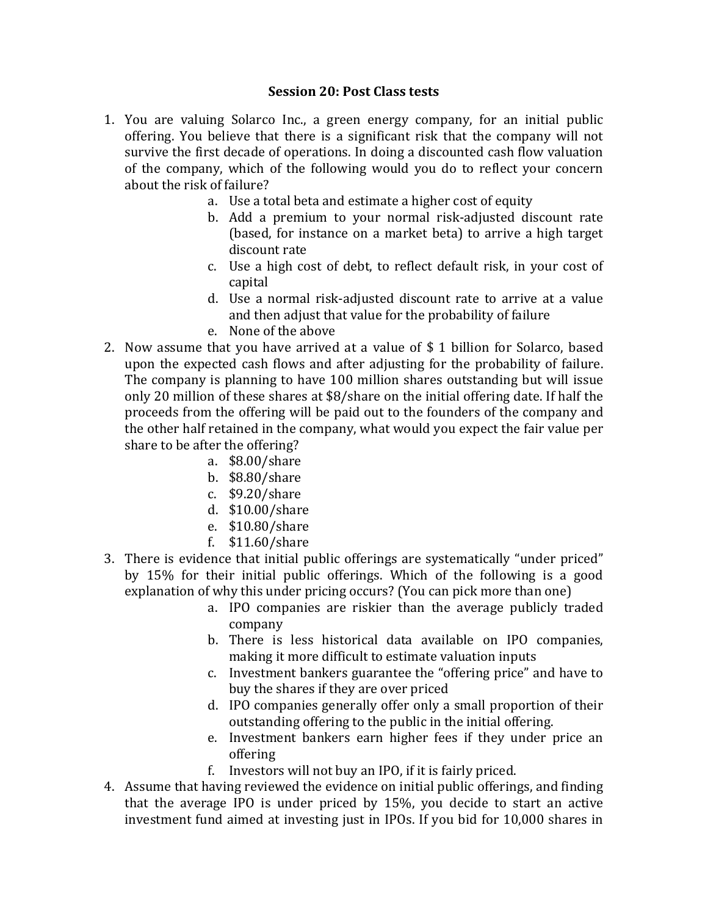**Session 20: Post Class tests**

1. You are valuing Solarco Inc., a green energy company, for an initial public offering. You believe that there is a significant risk that the company will not survive the first decade of operations. In doing a discounted cash flow valuation of the company, which of the following would you do to reflect your concern about the risk of failure?
    - a. Use a total beta and estimate a higher cost of equity
    - b. Add a premium to your normal risk-adjusted discount rate (based, for instance on a market beta) to arrive a high target discount rate
    - c. Use a high cost of debt, to reflect default risk, in your cost of capital
    - d. Use a normal risk-adjusted discount rate to arrive at a value and then adjust that value for the probability of failure
    - e. None of the above
2. Now assume that you have arrived at a value of $ 1 billion for Solarco, based upon the expected cash flows and after adjusting for the probability of failure. The company is planning to have 100 million shares outstanding but will issue only 20 million of these shares at $8/share on the initial offering date. If half the proceeds from the offering will be paid out to the founders of the company and the other half retained in the company, what would you expect the fair value per share to be after the offering?
    - a. $8.00/share
    - b. $8.80/share
    - c. $9.20/share
    - d. $10.00/share
    - e. $10.80/share
    - f. $11.60/share
3. There is evidence that initial public offerings are systematically "under priced" by 15% for their initial public offerings. Which of the following is a good explanation of why this under pricing occurs? (You can pick more than one)
    - a. IPO companies are riskier than the average publicly traded company
    - b. There is less historical data available on IPO companies, making it more difficult to estimate valuation inputs
    - c. Investment bankers guarantee the "offering price" and have to buy the shares if they are over priced
    - d. IPO companies generally offer only a small proportion of their outstanding offering to the public in the initial offering.
    - e. Investment bankers earn higher fees if they under price an offering
    - f. Investors will not buy an IPO, if it is fairly priced.
4. Assume that having reviewed the evidence on initial public offerings, and finding that the average IPO is under priced by 15%, you decide to start an active investment fund aimed at investing just in IPOs. If you bid for 10,000 shares in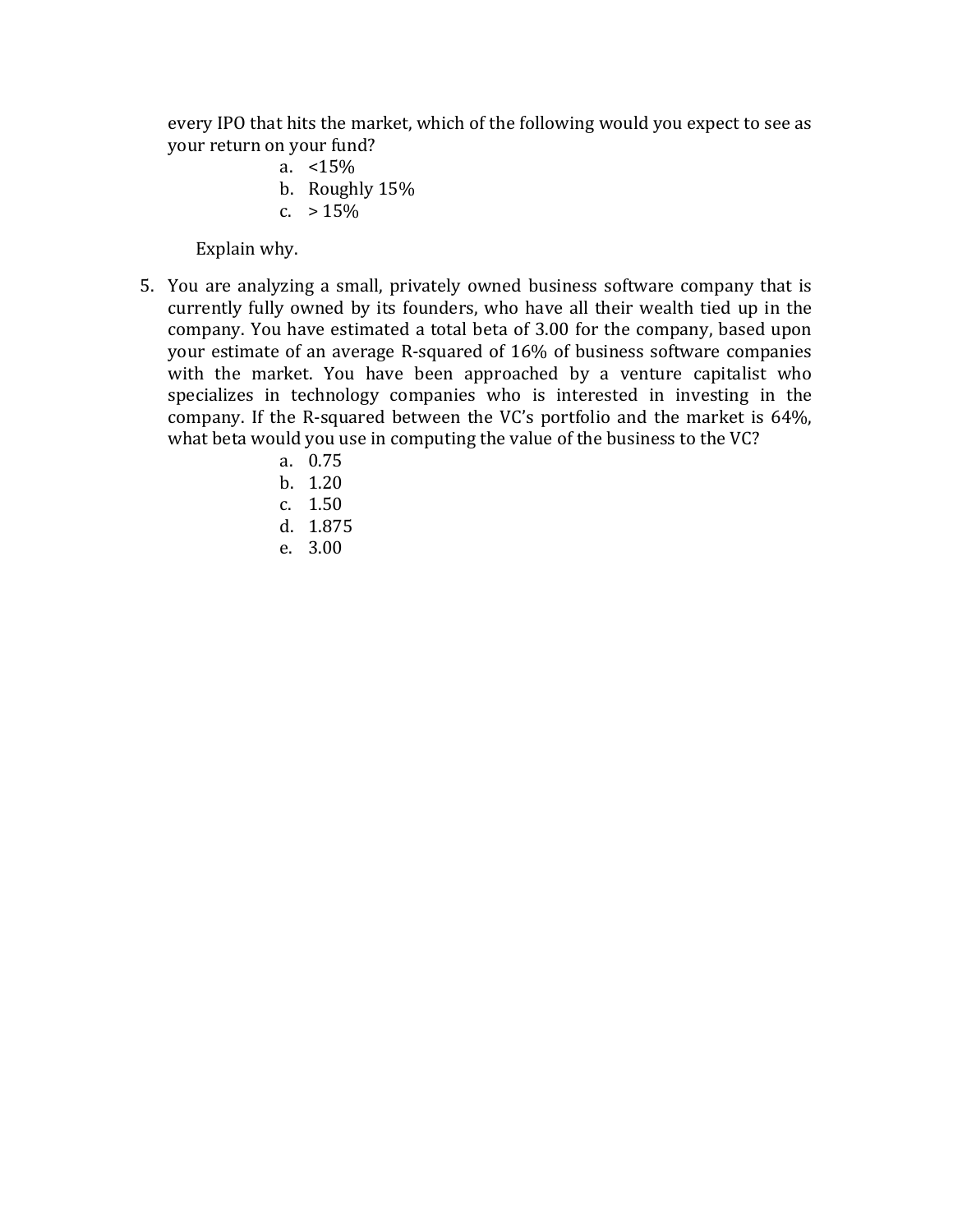every IPO that hits the market, which of the following would you expect to see as your return on your fund?

a. <15%
b. Roughly 15%
c. > 15%

Explain why.

5. You are analyzing a small, privately owned business software company that is currently fully owned by its founders, who have all their wealth tied up in the company. You have estimated a total beta of 3.00 for the company, based upon your estimate of an average R-squared of 16% of business software companies with the market. You have been approached by a venture capitalist who specializes in technology companies who is interested in investing in the company. If the R-squared between the VC's portfolio and the market is 64%, what beta would you use in computing the value of the business to the VC?

   a. 0.75
   b. 1.20
   c. 1.50
   d. 1.875
   e. 3.00